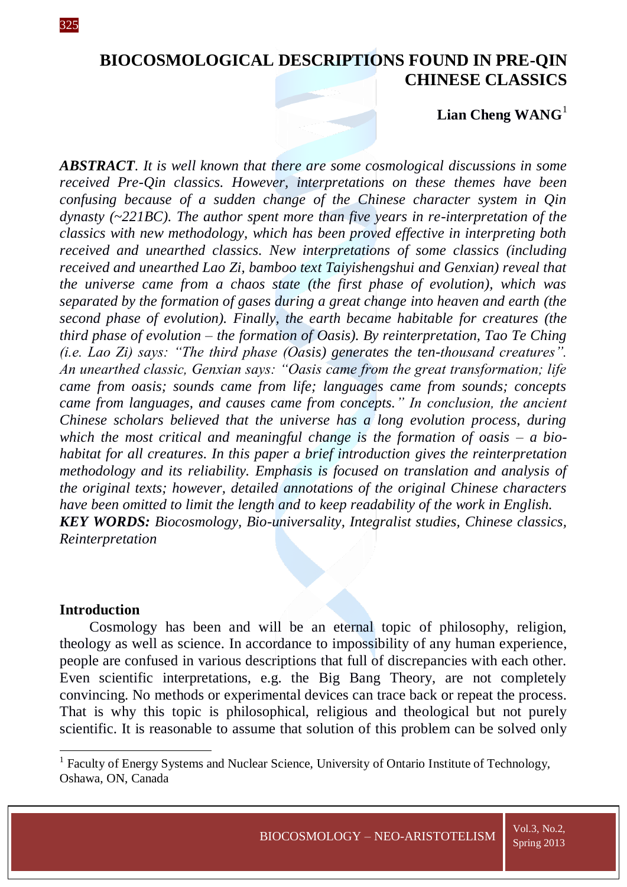# BIOCOSMOLOGICAL DESCRIPTIONS FOUND IN PRE-QIN CHINESE CLASSICS

**Lian Cheng WANG**[1]

***ABSTRACT**. It is well known that there are some cosmological discussions in some received Pre-Qin classics. However, interpretations on these themes have been confusing because of a sudden change of the Chinese character system in Qin dynasty (~221BC). The author spent more than five years in re-interpretation of the classics with new methodology, which has been proved effective in interpreting both received and unearthed classics. New interpretations of some classics (including received and unearthed Lao Zi, bamboo text Taiyishengshui and Genxian) reveal that the universe came from a chaos state (the first phase of evolution), which was separated by the formation of gases during a great change into heaven and earth (the second phase of evolution). Finally, the earth became habitable for creatures (the third phase of evolution – the formation of Oasis). By reinterpretation, Tao Te Ching (i.e. Lao Zi) says: "The third phase (Oasis) generates the ten-thousand creatures". An unearthed classic, Genxian says: "Oasis came from the great transformation; life came from oasis; sounds came from life; languages came from sounds; concepts came from languages, and causes came from concepts." In conclusion, the ancient Chinese scholars believed that the universe has a long evolution process, during which the most critical and meaningful change is the formation of oasis – a bio-habitat for all creatures. In this paper a brief introduction gives the reinterpretation methodology and its reliability. Emphasis is focused on translation and analysis of the original texts; however, detailed annotations of the original Chinese characters have been omitted to limit the length and to keep readability of the work in English.*

***KEY WORDS:** Biocosmology, Bio-universality, Integralist studies, Chinese classics, Reinterpretation*

## Introduction

Cosmology has been and will be an eternal topic of philosophy, religion, theology as well as science. In accordance to impossibility of any human experience, people are confused in various descriptions that full of discrepancies with each other. Even scientific interpretations, e.g. the Big Bang Theory, are not completely convincing. No methods or experimental devices can trace back or repeat the process. That is why this topic is philosophical, religious and theological but not purely scientific. It is reasonable to assume that solution of this problem can be solved only

[1] Faculty of Energy Systems and Nuclear Science, University of Ontario Institute of Technology, Oshawa, ON, Canada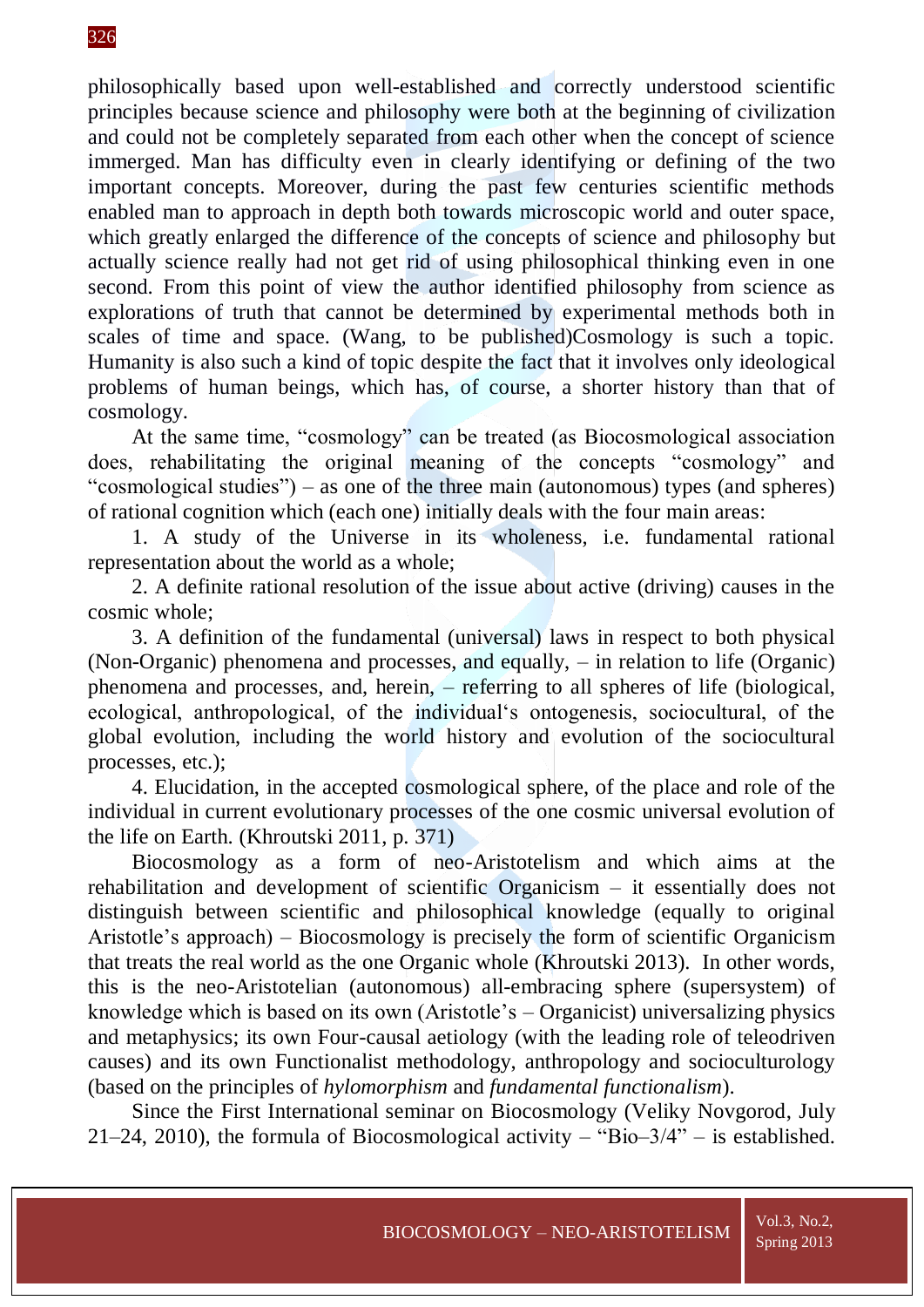philosophically based upon well-established and correctly understood scientific principles because science and philosophy were both at the beginning of civilization and could not be completely separated from each other when the concept of science immerged. Man has difficulty even in clearly identifying or defining of the two important concepts. Moreover, during the past few centuries scientific methods enabled man to approach in depth both towards microscopic world and outer space, which greatly enlarged the difference of the concepts of science and philosophy but actually science really had not get rid of using philosophical thinking even in one second. From this point of view the author identified philosophy from science as explorations of truth that cannot be determined by experimental methods both in scales of time and space. (Wang, to be published)Cosmology is such a topic. Humanity is also such a kind of topic despite the fact that it involves only ideological problems of human beings, which has, of course, a shorter history than that of cosmology.

At the same time, "cosmology" can be treated (as Biocosmological association does, rehabilitating the original meaning of the concepts "cosmology" and "cosmological studies") – as one of the three main (autonomous) types (and spheres) of rational cognition which (each one) initially deals with the four main areas:

1. A study of the Universe in its wholeness, i.e. fundamental rational representation about the world as a whole;

2. A definite rational resolution of the issue about active (driving) causes in the cosmic whole;

3. A definition of the fundamental (universal) laws in respect to both physical (Non-Organic) phenomena and processes, and equally, – in relation to life (Organic) phenomena and processes, and, herein, – referring to all spheres of life (biological, ecological, anthropological, of the individual's ontogenesis, sociocultural, of the global evolution, including the world history and evolution of the sociocultural processes, etc.);

4. Elucidation, in the accepted cosmological sphere, of the place and role of the individual in current evolutionary processes of the one cosmic universal evolution of the life on Earth. (Khroutski 2011, p. 371)

Biocosmology as a form of neo-Aristotelism and which aims at the rehabilitation and development of scientific Organicism – it essentially does not distinguish between scientific and philosophical knowledge (equally to original Aristotle's approach) – Biocosmology is precisely the form of scientific Organicism that treats the real world as the one Organic whole (Khroutski 2013). In other words, this is the neo-Aristotelian (autonomous) all-embracing sphere (supersystem) of knowledge which is based on its own (Aristotle's – Organicist) universalizing physics and metaphysics; its own Four-causal aetiology (with the leading role of teleodriven causes) and its own Functionalist methodology, anthropology and socioculturology (based on the principles of *hylomorphism* and *fundamental functionalism*).

Since the First International seminar on Biocosmology (Veliky Novgorod, July 21–24, 2010), the formula of Biocosmological activity – "Bio–3/4" – is established.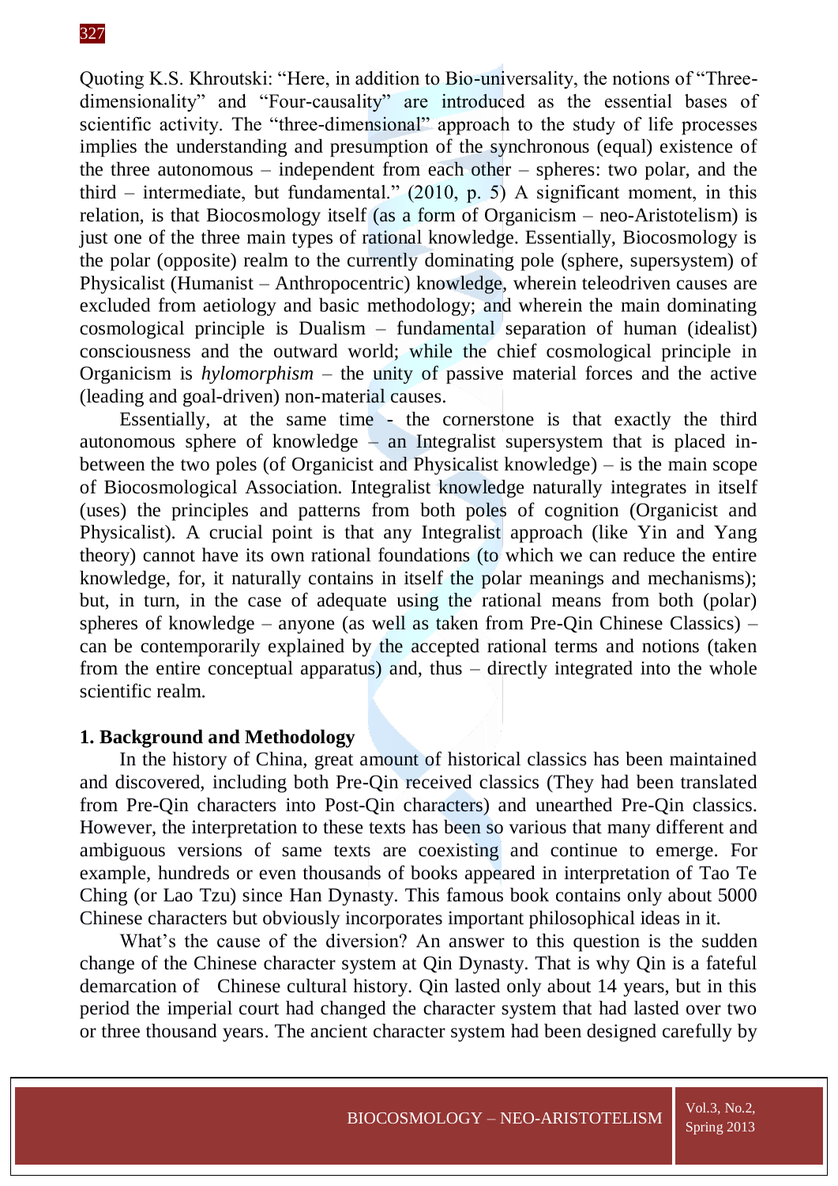Quoting K.S. Khroutski: "Here, in addition to Bio-universality, the notions of "Three-dimensionality" and "Four-causality" are introduced as the essential bases of scientific activity. The "three-dimensional" approach to the study of life processes implies the understanding and presumption of the synchronous (equal) existence of the three autonomous – independent from each other – spheres: two polar, and the third – intermediate, but fundamental." (2010, p. 5) A significant moment, in this relation, is that Biocosmology itself (as a form of Organicism – neo-Aristotelism) is just one of the three main types of rational knowledge. Essentially, Biocosmology is the polar (opposite) realm to the currently dominating pole (sphere, supersystem) of Physicalist (Humanist – Anthropocentric) knowledge, wherein teleodriven causes are excluded from aetiology and basic methodology; and wherein the main dominating cosmological principle is Dualism – fundamental separation of human (idealist) consciousness and the outward world; while the chief cosmological principle in Organicism is *hylomorphism* – the unity of passive material forces and the active (leading and goal-driven) non-material causes.

Essentially, at the same time - the cornerstone is that exactly the third autonomous sphere of knowledge – an Integralist supersystem that is placed in-between the two poles (of Organicist and Physicalist knowledge) – is the main scope of Biocosmological Association. Integralist knowledge naturally integrates in itself (uses) the principles and patterns from both poles of cognition (Organicist and Physicalist). A crucial point is that any Integralist approach (like Yin and Yang theory) cannot have its own rational foundations (to which we can reduce the entire knowledge, for, it naturally contains in itself the polar meanings and mechanisms); but, in turn, in the case of adequate using the rational means from both (polar) spheres of knowledge – anyone (as well as taken from Pre-Qin Chinese Classics) – can be contemporarily explained by the accepted rational terms and notions (taken from the entire conceptual apparatus) and, thus – directly integrated into the whole scientific realm.

## 1. Background and Methodology

In the history of China, great amount of historical classics has been maintained and discovered, including both Pre-Qin received classics (They had been translated from Pre-Qin characters into Post-Qin characters) and unearthed Pre-Qin classics. However, the interpretation to these texts has been so various that many different and ambiguous versions of same texts are coexisting and continue to emerge. For example, hundreds or even thousands of books appeared in interpretation of Tao Te Ching (or Lao Tzu) since Han Dynasty. This famous book contains only about 5000 Chinese characters but obviously incorporates important philosophical ideas in it.

What's the cause of the diversion? An answer to this question is the sudden change of the Chinese character system at Qin Dynasty. That is why Qin is a fateful demarcation of Chinese cultural history. Qin lasted only about 14 years, but in this period the imperial court had changed the character system that had lasted over two or three thousand years. The ancient character system had been designed carefully by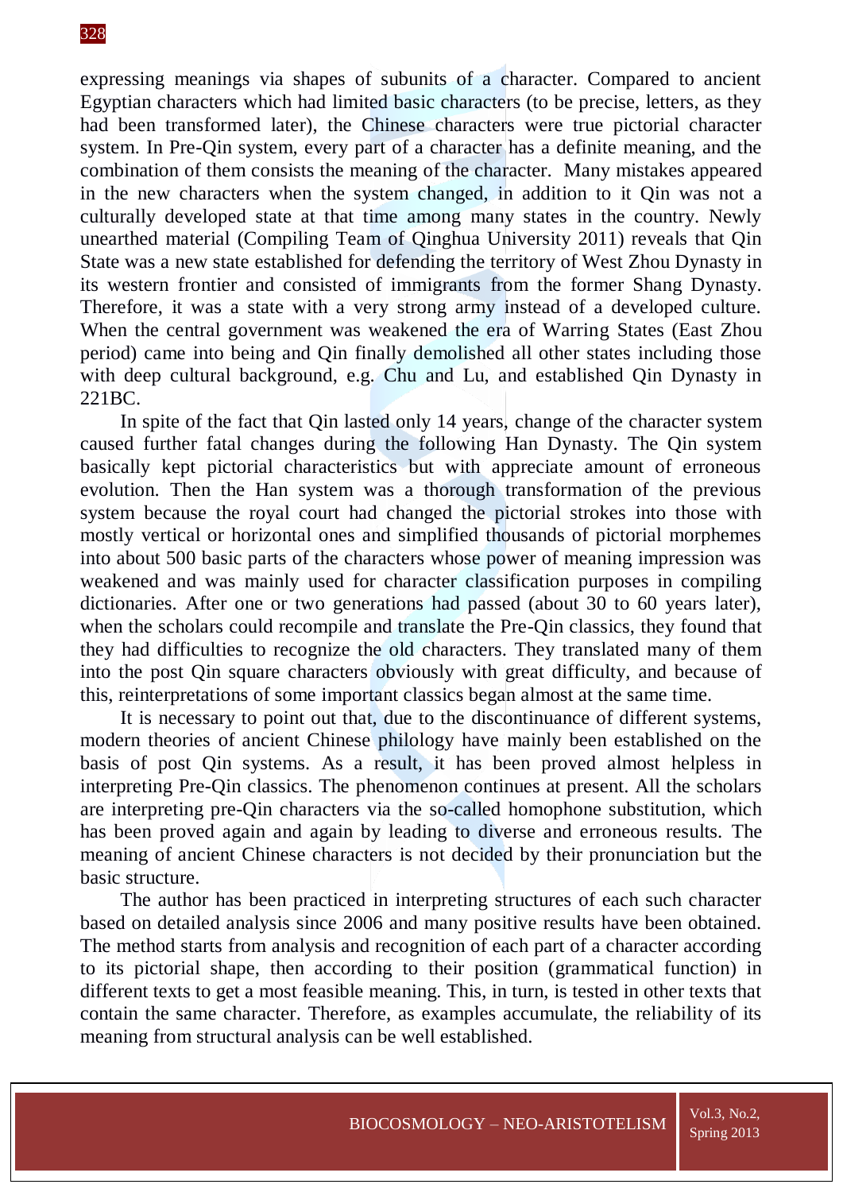expressing meanings via shapes of subunits of a character. Compared to ancient Egyptian characters which had limited basic characters (to be precise, letters, as they had been transformed later), the Chinese characters were true pictorial character system. In Pre-Qin system, every part of a character has a definite meaning, and the combination of them consists the meaning of the character. Many mistakes appeared in the new characters when the system changed, in addition to it Qin was not a culturally developed state at that time among many states in the country. Newly unearthed material (Compiling Team of Qinghua University 2011) reveals that Qin State was a new state established for defending the territory of West Zhou Dynasty in its western frontier and consisted of immigrants from the former Shang Dynasty. Therefore, it was a state with a very strong army instead of a developed culture. When the central government was weakened the era of Warring States (East Zhou period) came into being and Qin finally demolished all other states including those with deep cultural background, e.g. Chu and Lu, and established Qin Dynasty in 221BC.

In spite of the fact that Qin lasted only 14 years, change of the character system caused further fatal changes during the following Han Dynasty. The Qin system basically kept pictorial characteristics but with appreciate amount of erroneous evolution. Then the Han system was a thorough transformation of the previous system because the royal court had changed the pictorial strokes into those with mostly vertical or horizontal ones and simplified thousands of pictorial morphemes into about 500 basic parts of the characters whose power of meaning impression was weakened and was mainly used for character classification purposes in compiling dictionaries. After one or two generations had passed (about 30 to 60 years later), when the scholars could recompile and translate the Pre-Qin classics, they found that they had difficulties to recognize the old characters. They translated many of them into the post Qin square characters obviously with great difficulty, and because of this, reinterpretations of some important classics began almost at the same time.

It is necessary to point out that, due to the discontinuance of different systems, modern theories of ancient Chinese philology have mainly been established on the basis of post Qin systems. As a result, it has been proved almost helpless in interpreting Pre-Qin classics. The phenomenon continues at present. All the scholars are interpreting pre-Qin characters via the so-called homophone substitution, which has been proved again and again by leading to diverse and erroneous results. The meaning of ancient Chinese characters is not decided by their pronunciation but the basic structure.

The author has been practiced in interpreting structures of each such character based on detailed analysis since 2006 and many positive results have been obtained. The method starts from analysis and recognition of each part of a character according to its pictorial shape, then according to their position (grammatical function) in different texts to get a most feasible meaning. This, in turn, is tested in other texts that contain the same character. Therefore, as examples accumulate, the reliability of its meaning from structural analysis can be well established.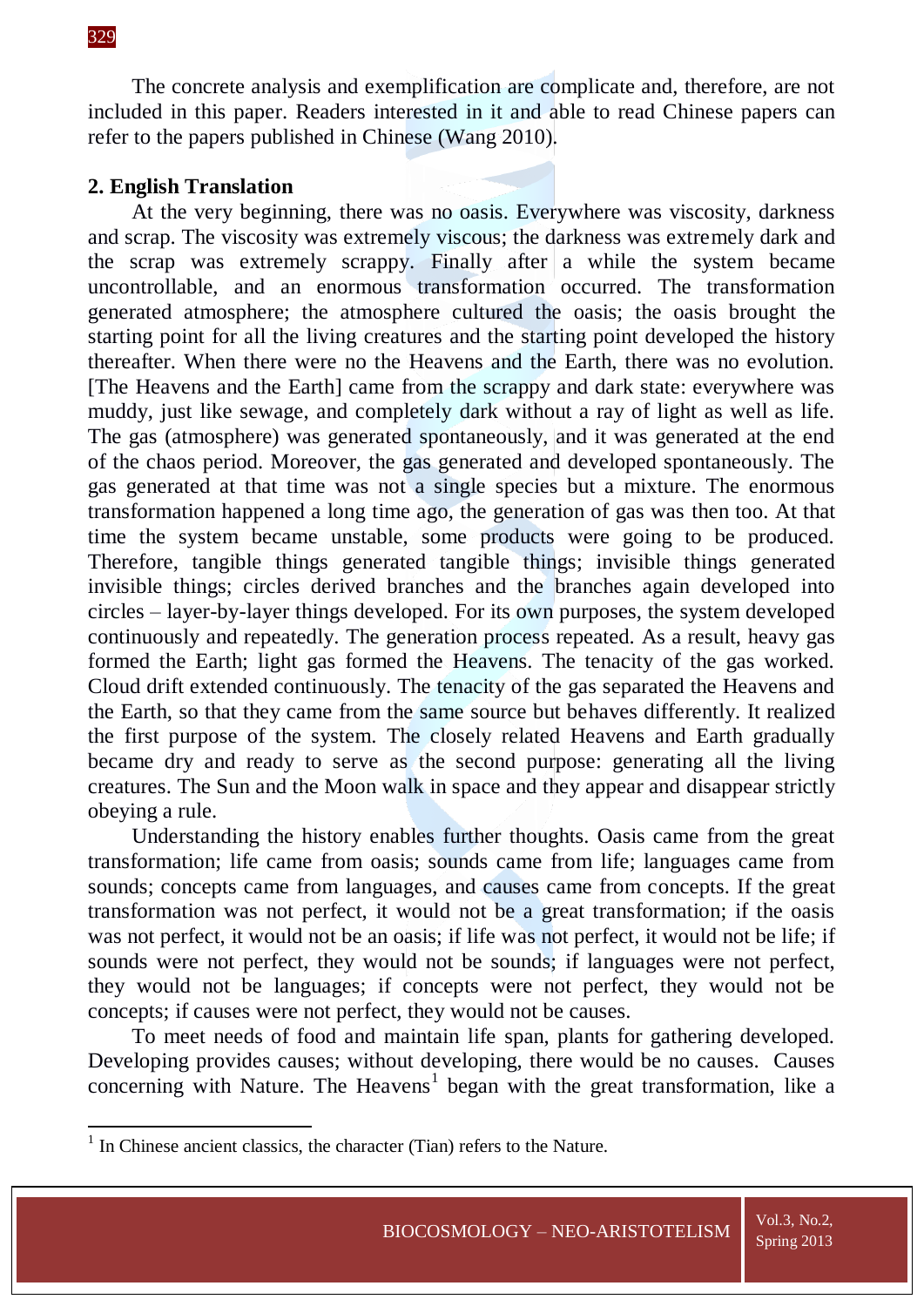The concrete analysis and exemplification are complicate and, therefore, are not included in this paper. Readers interested in it and able to read Chinese papers can refer to the papers published in Chinese (Wang 2010).

## 2. English Translation

At the very beginning, there was no oasis. Everywhere was viscosity, darkness and scrap. The viscosity was extremely viscous; the darkness was extremely dark and the scrap was extremely scrappy. Finally after a while the system became uncontrollable, and an enormous transformation occurred. The transformation generated atmosphere; the atmosphere cultured the oasis; the oasis brought the starting point for all the living creatures and the starting point developed the history thereafter. When there were no the Heavens and the Earth, there was no evolution. [The Heavens and the Earth] came from the scrappy and dark state: everywhere was muddy, just like sewage, and completely dark without a ray of light as well as life. The gas (atmosphere) was generated spontaneously, and it was generated at the end of the chaos period. Moreover, the gas generated and developed spontaneously. The gas generated at that time was not a single species but a mixture. The enormous transformation happened a long time ago, the generation of gas was then too. At that time the system became unstable, some products were going to be produced. Therefore, tangible things generated tangible things; invisible things generated invisible things; circles derived branches and the branches again developed into circles – layer-by-layer things developed. For its own purposes, the system developed continuously and repeatedly. The generation process repeated. As a result, heavy gas formed the Earth; light gas formed the Heavens. The tenacity of the gas worked. Cloud drift extended continuously. The tenacity of the gas separated the Heavens and the Earth, so that they came from the same source but behaves differently. It realized the first purpose of the system. The closely related Heavens and Earth gradually became dry and ready to serve as the second purpose: generating all the living creatures. The Sun and the Moon walk in space and they appear and disappear strictly obeying a rule.

Understanding the history enables further thoughts. Oasis came from the great transformation; life came from oasis; sounds came from life; languages came from sounds; concepts came from languages, and causes came from concepts. If the great transformation was not perfect, it would not be a great transformation; if the oasis was not perfect, it would not be an oasis; if life was not perfect, it would not be life; if sounds were not perfect, they would not be sounds; if languages were not perfect, they would not be languages; if concepts were not perfect, they would not be concepts; if causes were not perfect, they would not be causes.

To meet needs of food and maintain life span, plants for gathering developed. Developing provides causes; without developing, there would be no causes. Causes concerning with Nature. The Heavens[1] began with the great transformation, like a

---

[1] In Chinese ancient classics, the character (Tian) refers to the Nature.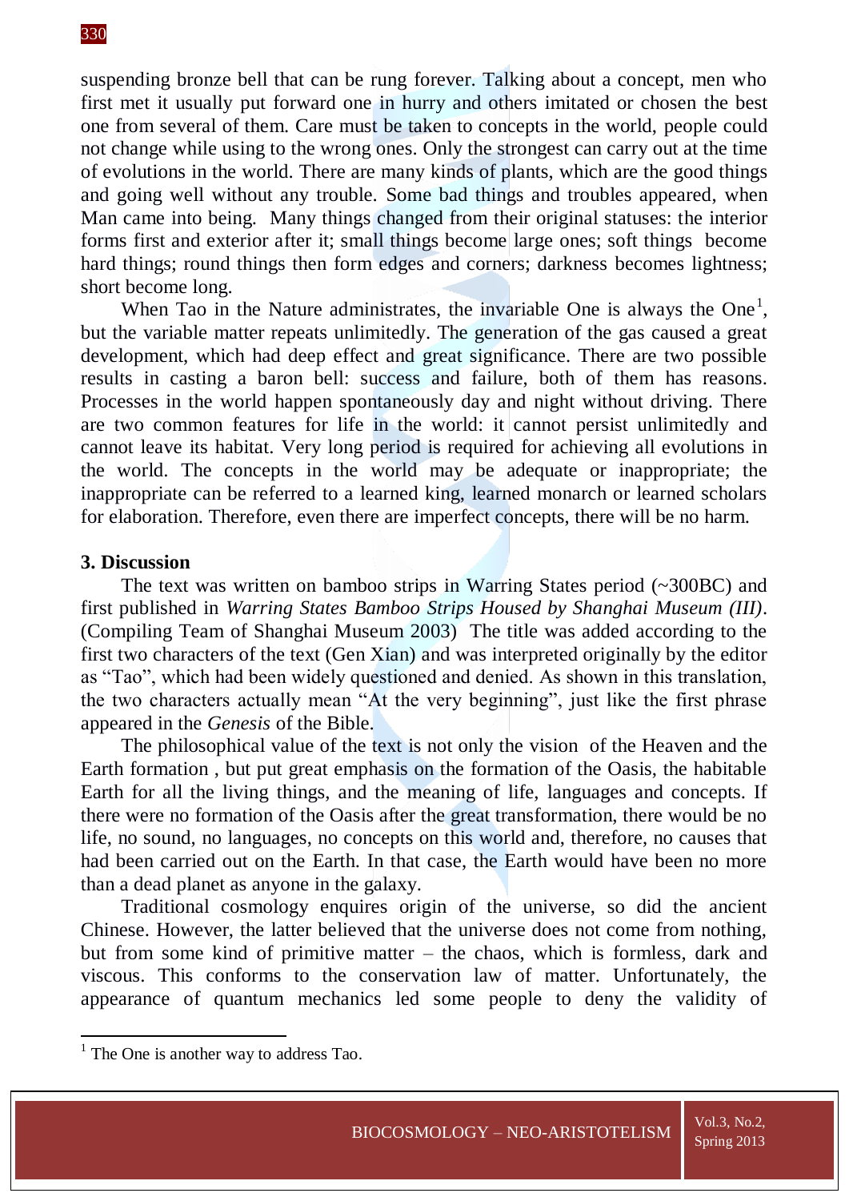suspending bronze bell that can be rung forever. Talking about a concept, men who first met it usually put forward one in hurry and others imitated or chosen the best one from several of them. Care must be taken to concepts in the world, people could not change while using to the wrong ones. Only the strongest can carry out at the time of evolutions in the world. There are many kinds of plants, which are the good things and going well without any trouble. Some bad things and troubles appeared, when Man came into being. Many things changed from their original statuses: the interior forms first and exterior after it; small things become large ones; soft things become hard things; round things then form edges and corners; darkness becomes lightness; short become long.

When Tao in the Nature administrates, the invariable One is always the One[1], but the variable matter repeats unlimitedly. The generation of the gas caused a great development, which had deep effect and great significance. There are two possible results in casting a baron bell: success and failure, both of them has reasons. Processes in the world happen spontaneously day and night without driving. There are two common features for life in the world: it cannot persist unlimitedly and cannot leave its habitat. Very long period is required for achieving all evolutions in the world. The concepts in the world may be adequate or inappropriate; the inappropriate can be referred to a learned king, learned monarch or learned scholars for elaboration. Therefore, even there are imperfect concepts, there will be no harm.

**3. Discussion**

The text was written on bamboo strips in Warring States period (~300BC) and first published in *Warring States Bamboo Strips Housed by Shanghai Museum (III)*. (Compiling Team of Shanghai Museum 2003) The title was added according to the first two characters of the text (Gen Xian) and was interpreted originally by the editor as "Tao", which had been widely questioned and denied. As shown in this translation, the two characters actually mean "At the very beginning", just like the first phrase appeared in the *Genesis* of the Bible.

The philosophical value of the text is not only the vision of the Heaven and the Earth formation , but put great emphasis on the formation of the Oasis, the habitable Earth for all the living things, and the meaning of life, languages and concepts. If there were no formation of the Oasis after the great transformation, there would be no life, no sound, no languages, no concepts on this world and, therefore, no causes that had been carried out on the Earth. In that case, the Earth would have been no more than a dead planet as anyone in the galaxy.

Traditional cosmology enquires origin of the universe, so did the ancient Chinese. However, the latter believed that the universe does not come from nothing, but from some kind of primitive matter – the chaos, which is formless, dark and viscous. This conforms to the conservation law of matter. Unfortunately, the appearance of quantum mechanics led some people to deny the validity of

[1] The One is another way to address Tao.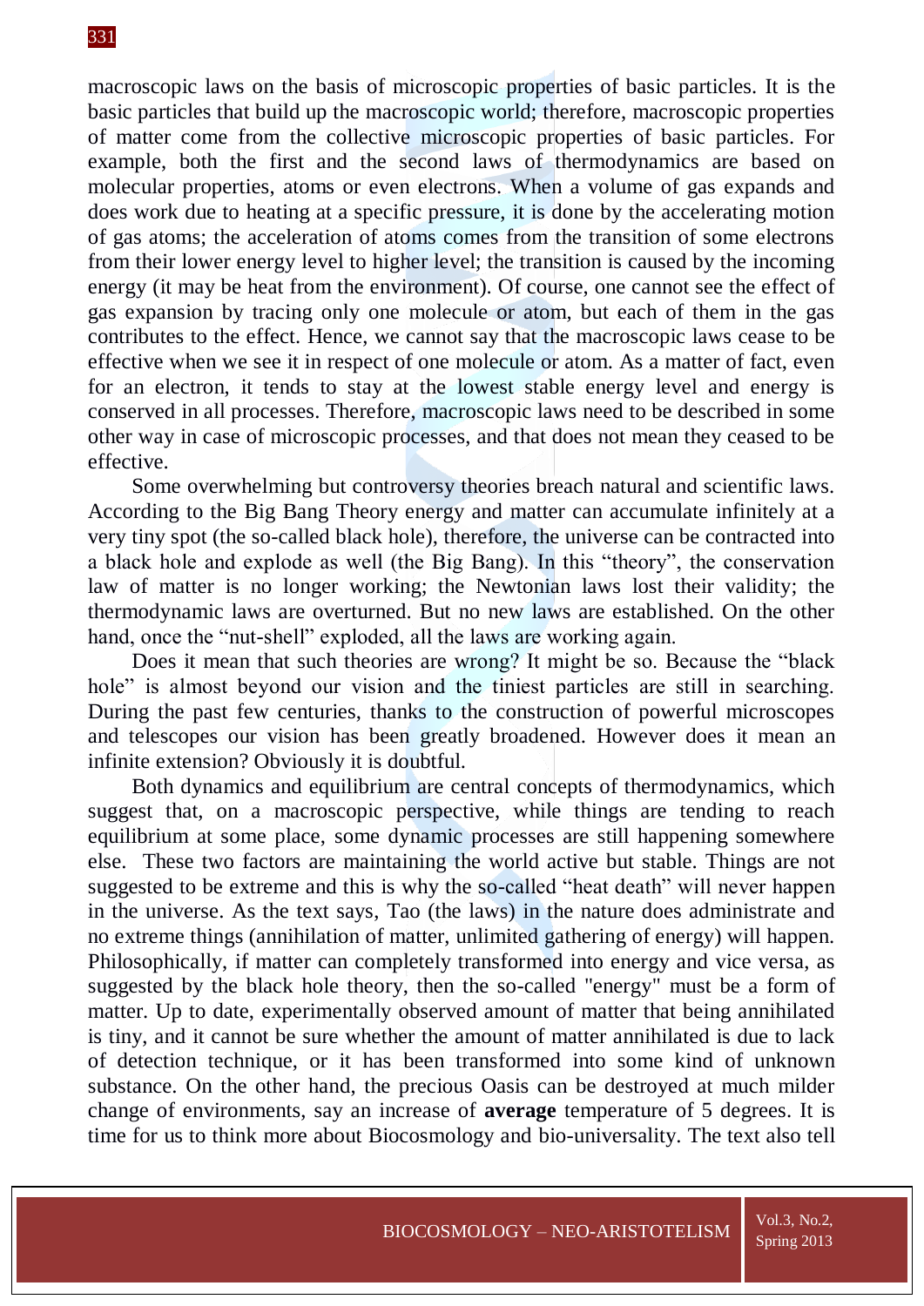macroscopic laws on the basis of microscopic properties of basic particles. It is the basic particles that build up the macroscopic world; therefore, macroscopic properties of matter come from the collective microscopic properties of basic particles. For example, both the first and the second laws of thermodynamics are based on molecular properties, atoms or even electrons. When a volume of gas expands and does work due to heating at a specific pressure, it is done by the accelerating motion of gas atoms; the acceleration of atoms comes from the transition of some electrons from their lower energy level to higher level; the transition is caused by the incoming energy (it may be heat from the environment). Of course, one cannot see the effect of gas expansion by tracing only one molecule or atom, but each of them in the gas contributes to the effect. Hence, we cannot say that the macroscopic laws cease to be effective when we see it in respect of one molecule or atom. As a matter of fact, even for an electron, it tends to stay at the lowest stable energy level and energy is conserved in all processes. Therefore, macroscopic laws need to be described in some other way in case of microscopic processes, and that does not mean they ceased to be effective.

Some overwhelming but controversy theories breach natural and scientific laws. According to the Big Bang Theory energy and matter can accumulate infinitely at a very tiny spot (the so-called black hole), therefore, the universe can be contracted into a black hole and explode as well (the Big Bang). In this "theory", the conservation law of matter is no longer working; the Newtonian laws lost their validity; the thermodynamic laws are overturned. But no new laws are established. On the other hand, once the "nut-shell" exploded, all the laws are working again.

Does it mean that such theories are wrong? It might be so. Because the "black hole" is almost beyond our vision and the tiniest particles are still in searching. During the past few centuries, thanks to the construction of powerful microscopes and telescopes our vision has been greatly broadened. However does it mean an infinite extension? Obviously it is doubtful.

Both dynamics and equilibrium are central concepts of thermodynamics, which suggest that, on a macroscopic perspective, while things are tending to reach equilibrium at some place, some dynamic processes are still happening somewhere else. These two factors are maintaining the world active but stable. Things are not suggested to be extreme and this is why the so-called "heat death" will never happen in the universe. As the text says, Tao (the laws) in the nature does administrate and no extreme things (annihilation of matter, unlimited gathering of energy) will happen. Philosophically, if matter can completely transformed into energy and vice versa, as suggested by the black hole theory, then the so-called "energy" must be a form of matter. Up to date, experimentally observed amount of matter that being annihilated is tiny, and it cannot be sure whether the amount of matter annihilated is due to lack of detection technique, or it has been transformed into some kind of unknown substance. On the other hand, the precious Oasis can be destroyed at much milder change of environments, say an increase of **average** temperature of 5 degrees. It is time for us to think more about Biocosmology and bio-universality. The text also tell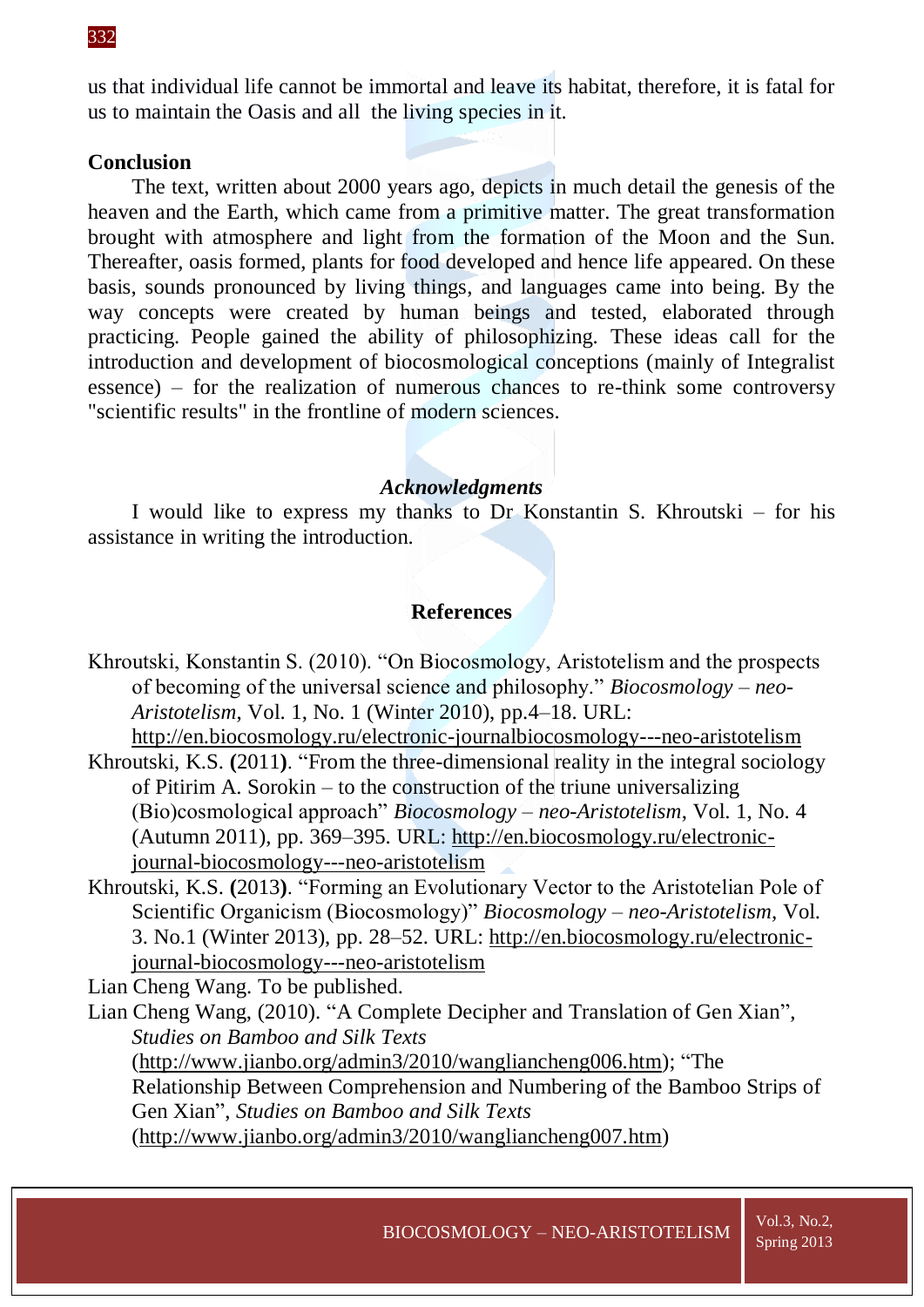us that individual life cannot be immortal and leave its habitat, therefore, it is fatal for us to maintain the Oasis and all the living species in it.

## Conclusion

The text, written about 2000 years ago, depicts in much detail the genesis of the heaven and the Earth, which came from a primitive matter. The great transformation brought with atmosphere and light from the formation of the Moon and the Sun. Thereafter, oasis formed, plants for food developed and hence life appeared. On these basis, sounds pronounced by living things, and languages came into being. By the way concepts were created by human beings and tested, elaborated through practicing. People gained the ability of philosophizing. These ideas call for the introduction and development of biocosmological conceptions (mainly of Integralist essence) – for the realization of numerous chances to re-think some controversy "scientific results" in the frontline of modern sciences.

### *Acknowledgments*

I would like to express my thanks to Dr Konstantin S. Khroutski – for his assistance in writing the introduction.

## References

Khroutski, Konstantin S. (2010). "On Biocosmology, Aristotelism and the prospects of becoming of the universal science and philosophy." *Biocosmology – neo-Aristotelism*, Vol. 1, No. 1 (Winter 2010), pp.4–18. URL: http://en.biocosmology.ru/electronic-journalbiocosmology---neo-aristotelism

Khroutski, K.S. **(**2011**)**. "From the three-dimensional reality in the integral sociology of Pitirim A. Sorokin – to the construction of the triune universalizing (Bio)cosmological approach" *Biocosmology – neo-Aristotelism*, Vol. 1, No. 4 (Autumn 2011), pp. 369–395. URL: http://en.biocosmology.ru/electronic-journal-biocosmology---neo-aristotelism

Khroutski, K.S. **(**2013**)**. "Forming an Evolutionary Vector to the Aristotelian Pole of Scientific Organicism (Biocosmology)" *Biocosmology – neo-Aristotelism,* Vol. 3. No.1 (Winter 2013), pp. 28–52. URL: http://en.biocosmology.ru/electronic-journal-biocosmology---neo-aristotelism

Lian Cheng Wang. To be published.

Lian Cheng Wang, (2010). "A Complete Decipher and Translation of Gen Xian", *Studies on Bamboo and Silk Texts* (http://www.jianbo.org/admin3/2010/wangliancheng006.htm); "The Relationship Between Comprehension and Numbering of the Bamboo Strips of Gen Xian", *Studies on Bamboo and Silk Texts* (http://www.jianbo.org/admin3/2010/wangliancheng007.htm)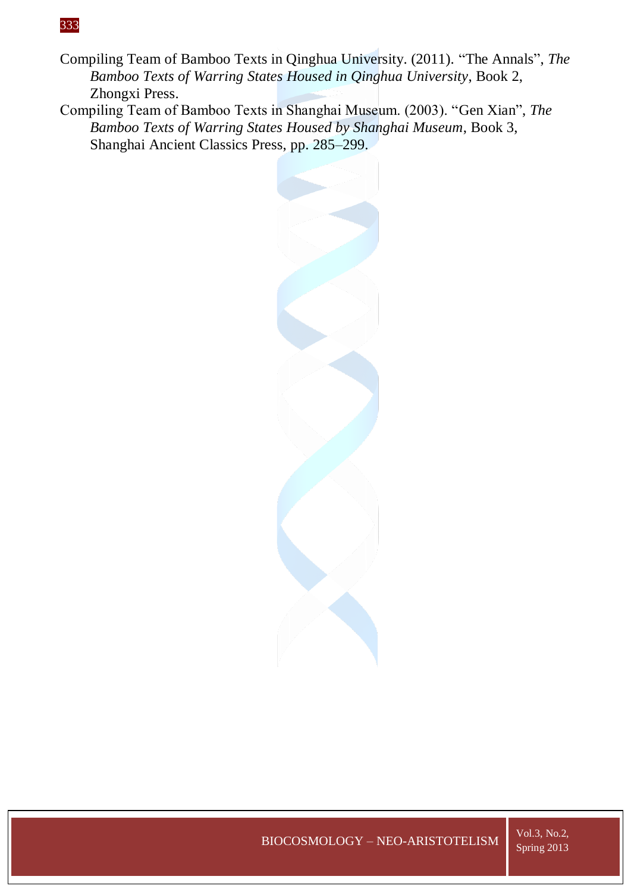Compiling Team of Bamboo Texts in Qinghua University. (2011). "The Annals", *The Bamboo Texts of Warring States Housed in Qinghua University*, Book 2, Zhongxi Press.

Compiling Team of Bamboo Texts in Shanghai Museum. (2003). "Gen Xian", *The Bamboo Texts of Warring States Housed by Shanghai Museum*, Book 3, Shanghai Ancient Classics Press, pp. 285–299.